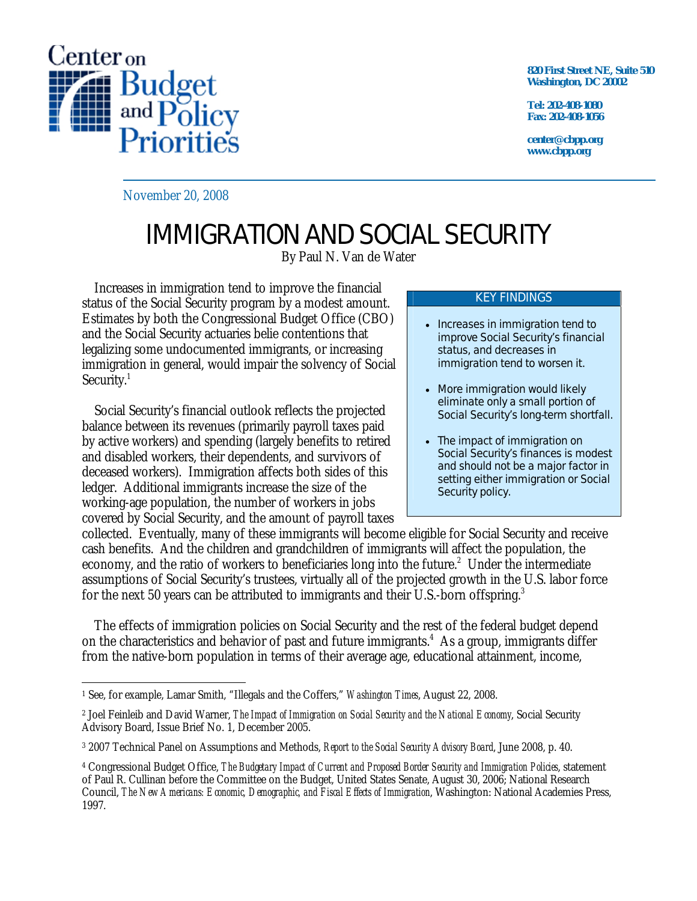Center on Budget and Policy Priorities

820 First Street NE, Suite 510
Washington, DC 20002

Tel: 202-408-1080
Fax: 202-408-1056

center@cbpp.org
www.cbpp.org

November 20, 2008

# IMMIGRATION AND SOCIAL SECURITY

By Paul N. Van de Water

> **KEY FINDINGS**
>
> - Increases in immigration tend to improve Social Security's financial status, and decreases in immigration tend to worsen it.
> - More immigration would likely eliminate only a small portion of Social Security's long-term shortfall.
> - The impact of immigration on Social Security's finances is modest and should not be a major factor in setting either immigration or Social Security policy.

Increases in immigration tend to improve the financial status of the Social Security program by a modest amount. Estimates by both the Congressional Budget Office (CBO) and the Social Security actuaries belie contentions that legalizing some undocumented immigrants, or increasing immigration in general, would impair the solvency of Social Security.[1]

Social Security's financial outlook reflects the projected balance between its revenues (primarily payroll taxes paid by active workers) and spending (largely benefits to retired and disabled workers, their dependents, and survivors of deceased workers). Immigration affects both sides of this ledger. Additional immigrants increase the size of the working-age population, the number of workers in jobs covered by Social Security, and the amount of payroll taxes collected. Eventually, many of these immigrants will become eligible for Social Security and receive cash benefits. And the children and grandchildren of immigrants will affect the population, the economy, and the ratio of workers to beneficiaries long into the future.[2] Under the intermediate assumptions of Social Security's trustees, virtually all of the projected growth in the U.S. labor force for the next 50 years can be attributed to immigrants and their U.S.-born offspring.[3]

The effects of immigration policies on Social Security and the rest of the federal budget depend on the characteristics and behavior of past and future immigrants.[4] As a group, immigrants differ from the native-born population in terms of their average age, educational attainment, income,

---

[1] See, for example, Lamar Smith, "Illegals and the Coffers," *Washington Times*, August 22, 2008.

[2] Joel Feinleib and David Warner, *The Impact of Immigration on Social Security and the National Economy*, Social Security Advisory Board, Issue Brief No. 1, December 2005.

[3] 2007 Technical Panel on Assumptions and Methods, *Report to the Social Security Advisory Board*, June 2008, p. 40.

[4] Congressional Budget Office, *The Budgetary Impact of Current and Proposed Border Security and Immigration Policies*, statement of Paul R. Cullinan before the Committee on the Budget, United States Senate, August 30, 2006; National Research Council, *The New Americans: Economic, Demographic, and Fiscal Effects of Immigration*, Washington: National Academies Press, 1997.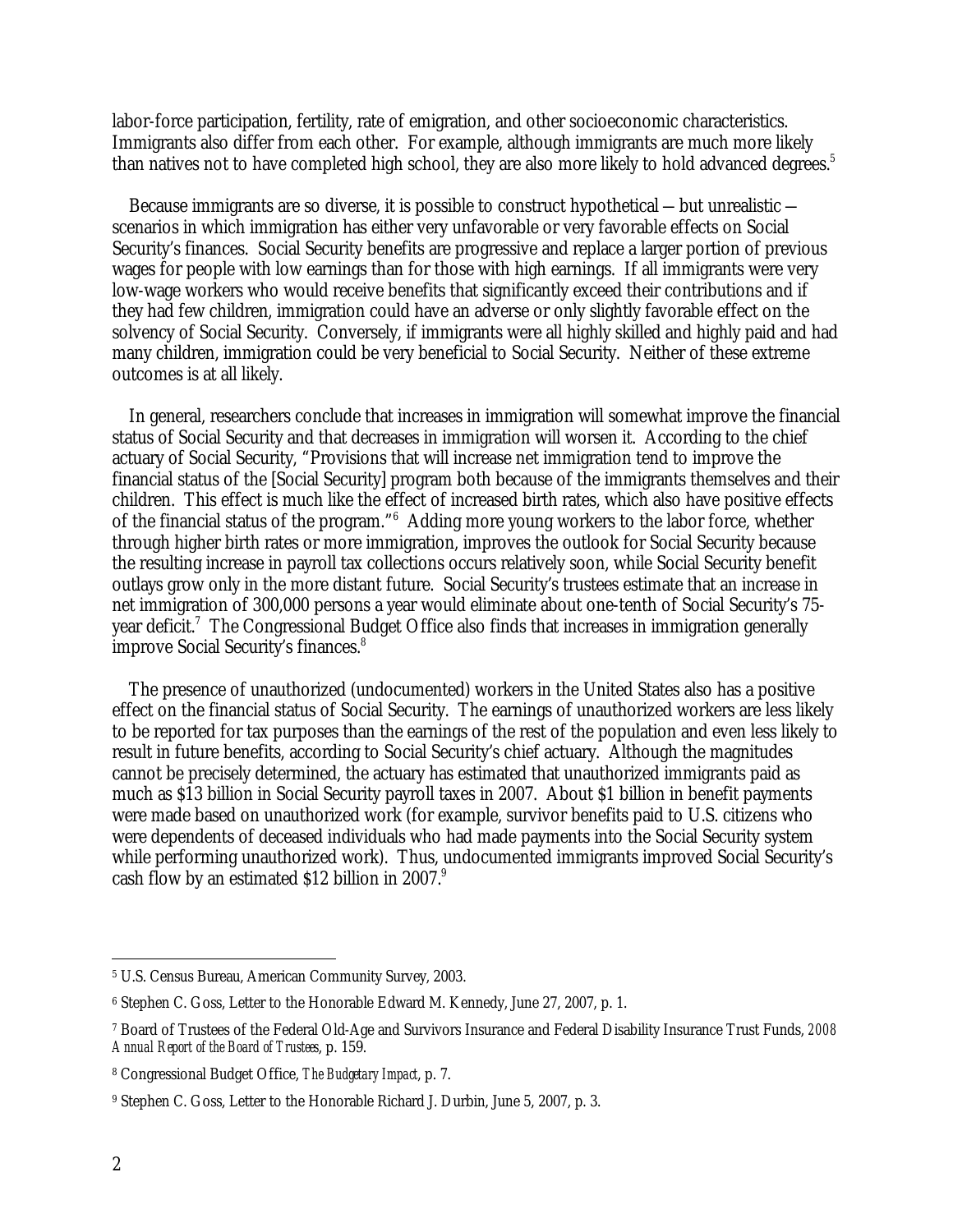labor-force participation, fertility, rate of emigration, and other socioeconomic characteristics. Immigrants also differ from each other. For example, although immigrants are much more likely than natives not to have completed high school, they are also more likely to hold advanced degrees.[5]

Because immigrants are so diverse, it is possible to construct hypothetical — but unrealistic — scenarios in which immigration has either very unfavorable or very favorable effects on Social Security's finances. Social Security benefits are progressive and replace a larger portion of previous wages for people with low earnings than for those with high earnings. If all immigrants were very low-wage workers who would receive benefits that significantly exceed their contributions and if they had few children, immigration could have an adverse or only slightly favorable effect on the solvency of Social Security. Conversely, if immigrants were all highly skilled and highly paid and had many children, immigration could be very beneficial to Social Security. Neither of these extreme outcomes is at all likely.

In general, researchers conclude that increases in immigration will somewhat improve the financial status of Social Security and that decreases in immigration will worsen it. According to the chief actuary of Social Security, "Provisions that will increase net immigration tend to improve the financial status of the [Social Security] program both because of the immigrants themselves and their children. This effect is much like the effect of increased birth rates, which also have positive effects of the financial status of the program."[6] Adding more young workers to the labor force, whether through higher birth rates or more immigration, improves the outlook for Social Security because the resulting increase in payroll tax collections occurs relatively soon, while Social Security benefit outlays grow only in the more distant future. Social Security's trustees estimate that an increase in net immigration of 300,000 persons a year would eliminate about one-tenth of Social Security's 75-year deficit.[7] The Congressional Budget Office also finds that increases in immigration generally improve Social Security's finances.[8]

The presence of unauthorized (undocumented) workers in the United States also has a positive effect on the financial status of Social Security. The earnings of unauthorized workers are less likely to be reported for tax purposes than the earnings of the rest of the population and even less likely to result in future benefits, according to Social Security's chief actuary. Although the magnitudes cannot be precisely determined, the actuary has estimated that unauthorized immigrants paid as much as $13 billion in Social Security payroll taxes in 2007. About $1 billion in benefit payments were made based on unauthorized work (for example, survivor benefits paid to U.S. citizens who were dependents of deceased individuals who had made payments into the Social Security system while performing unauthorized work). Thus, undocumented immigrants improved Social Security's cash flow by an estimated $12 billion in 2007.[9]

---

[5] U.S. Census Bureau, American Community Survey, 2003.

[6] Stephen C. Goss, Letter to the Honorable Edward M. Kennedy, June 27, 2007, p. 1.

[7] Board of Trustees of the Federal Old-Age and Survivors Insurance and Federal Disability Insurance Trust Funds, *2008 Annual Report of the Board of Trustees*, p. 159.

[8] Congressional Budget Office, *The Budgetary Impact*, p. 7.

[9] Stephen C. Goss, Letter to the Honorable Richard J. Durbin, June 5, 2007, p. 3.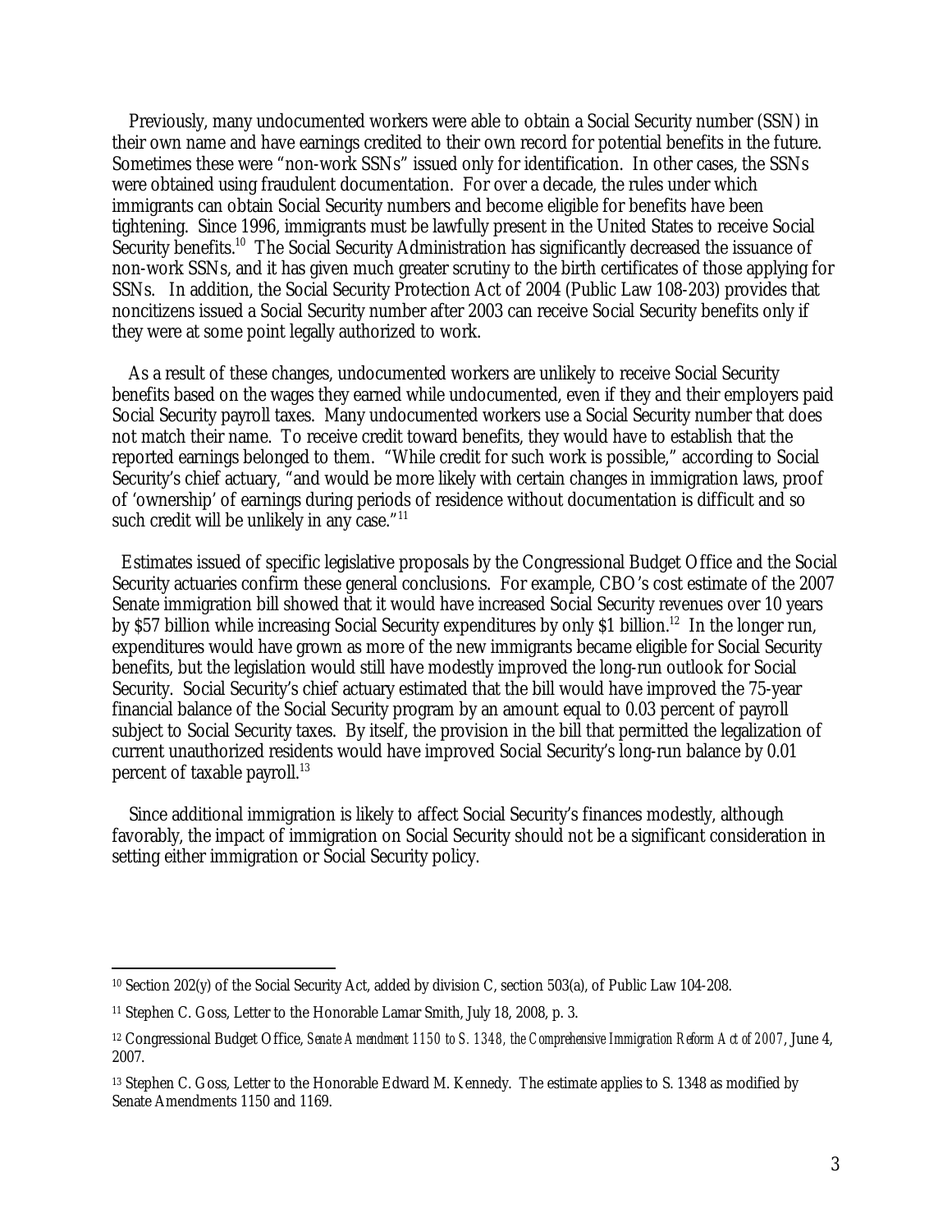Previously, many undocumented workers were able to obtain a Social Security number (SSN) in their own name and have earnings credited to their own record for potential benefits in the future. Sometimes these were "non-work SSNs" issued only for identification. In other cases, the SSNs were obtained using fraudulent documentation. For over a decade, the rules under which immigrants can obtain Social Security numbers and become eligible for benefits have been tightening. Since 1996, immigrants must be lawfully present in the United States to receive Social Security benefits.[10] The Social Security Administration has significantly decreased the issuance of non-work SSNs, and it has given much greater scrutiny to the birth certificates of those applying for SSNs. In addition, the Social Security Protection Act of 2004 (Public Law 108-203) provides that noncitizens issued a Social Security number after 2003 can receive Social Security benefits only if they were at some point legally authorized to work.

As a result of these changes, undocumented workers are unlikely to receive Social Security benefits based on the wages they earned while undocumented, even if they and their employers paid Social Security payroll taxes. Many undocumented workers use a Social Security number that does not match their name. To receive credit toward benefits, they would have to establish that the reported earnings belonged to them. "While credit for such work is possible," according to Social Security's chief actuary, "and would be more likely with certain changes in immigration laws, proof of 'ownership' of earnings during periods of residence without documentation is difficult and so such credit will be unlikely in any case."[11]

Estimates issued of specific legislative proposals by the Congressional Budget Office and the Social Security actuaries confirm these general conclusions. For example, CBO's cost estimate of the 2007 Senate immigration bill showed that it would have increased Social Security revenues over 10 years by $57 billion while increasing Social Security expenditures by only $1 billion.[12] In the longer run, expenditures would have grown as more of the new immigrants became eligible for Social Security benefits, but the legislation would still have modestly improved the long-run outlook for Social Security. Social Security's chief actuary estimated that the bill would have improved the 75-year financial balance of the Social Security program by an amount equal to 0.03 percent of payroll subject to Social Security taxes. By itself, the provision in the bill that permitted the legalization of current unauthorized residents would have improved Social Security's long-run balance by 0.01 percent of taxable payroll.[13]

Since additional immigration is likely to affect Social Security's finances modestly, although favorably, the impact of immigration on Social Security should not be a significant consideration in setting either immigration or Social Security policy.

---

[10] Section 202(y) of the Social Security Act, added by division C, section 503(a), of Public Law 104-208.

[11] Stephen C. Goss, Letter to the Honorable Lamar Smith, July 18, 2008, p. 3.

[12] Congressional Budget Office, *Senate Amendment 1150 to S. 1348, the Comprehensive Immigration Reform Act of 2007*, June 4, 2007.

[13] Stephen C. Goss, Letter to the Honorable Edward M. Kennedy. The estimate applies to S. 1348 as modified by Senate Amendments 1150 and 1169.